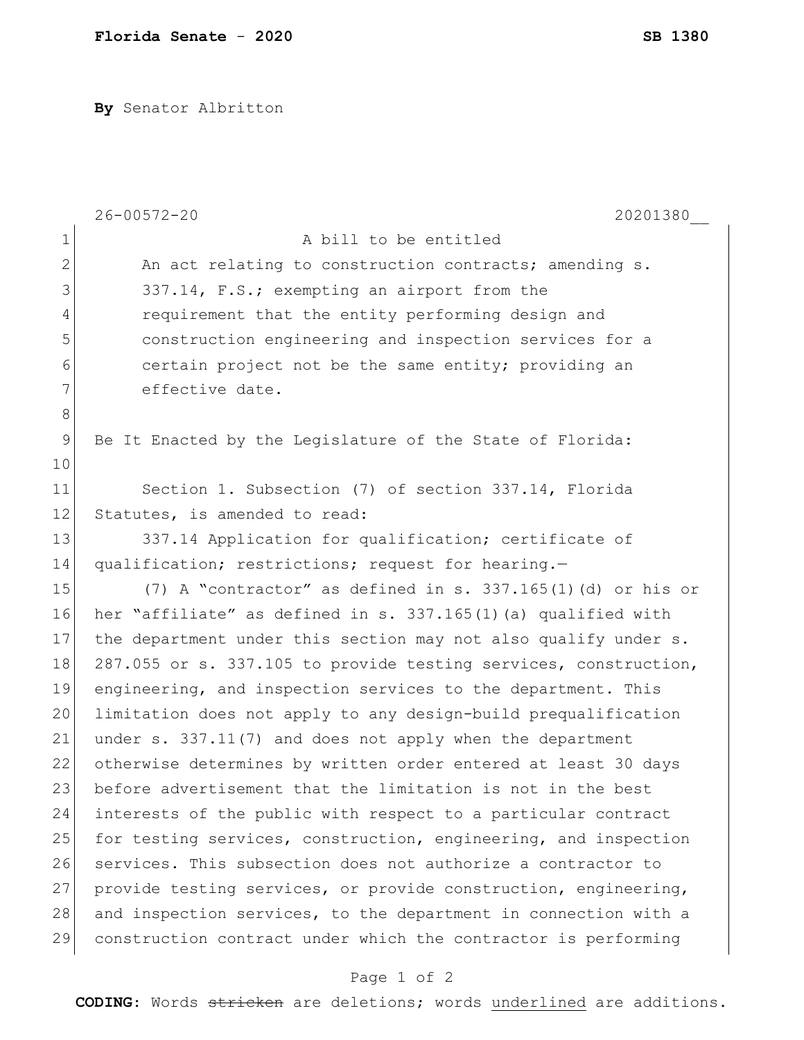**Florida Senate - 2020** **SB 1380**

**By** Senator Albritton

26-00572-20 20201380__

A bill to be entitled

An act relating to construction contracts; amending s. 337.14, F.S.; exempting an airport from the requirement that the entity performing design and construction engineering and inspection services for a certain project not be the same entity; providing an effective date.

Be It Enacted by the Legislature of the State of Florida:

Section 1. Subsection (7) of section 337.14, Florida Statutes, is amended to read:

337.14 Application for qualification; certificate of qualification; restrictions; request for hearing.—

(7) A "contractor" as defined in s. 337.165(1)(d) or his or her "affiliate" as defined in s. 337.165(1)(a) qualified with the department under this section may not also qualify under s. 287.055 or s. 337.105 to provide testing services, construction, engineering, and inspection services to the department. This limitation does not apply to any design-build prequalification under s. 337.11(7) and does not apply when the department otherwise determines by written order entered at least 30 days before advertisement that the limitation is not in the best interests of the public with respect to a particular contract for testing services, construction, engineering, and inspection services. This subsection does not authorize a contractor to provide testing services, or provide construction, engineering, and inspection services, to the department in connection with a construction contract under which the contractor is performing

**CODING:** Words ~~stricken~~ are deletions; words <u>underlined</u> are additions.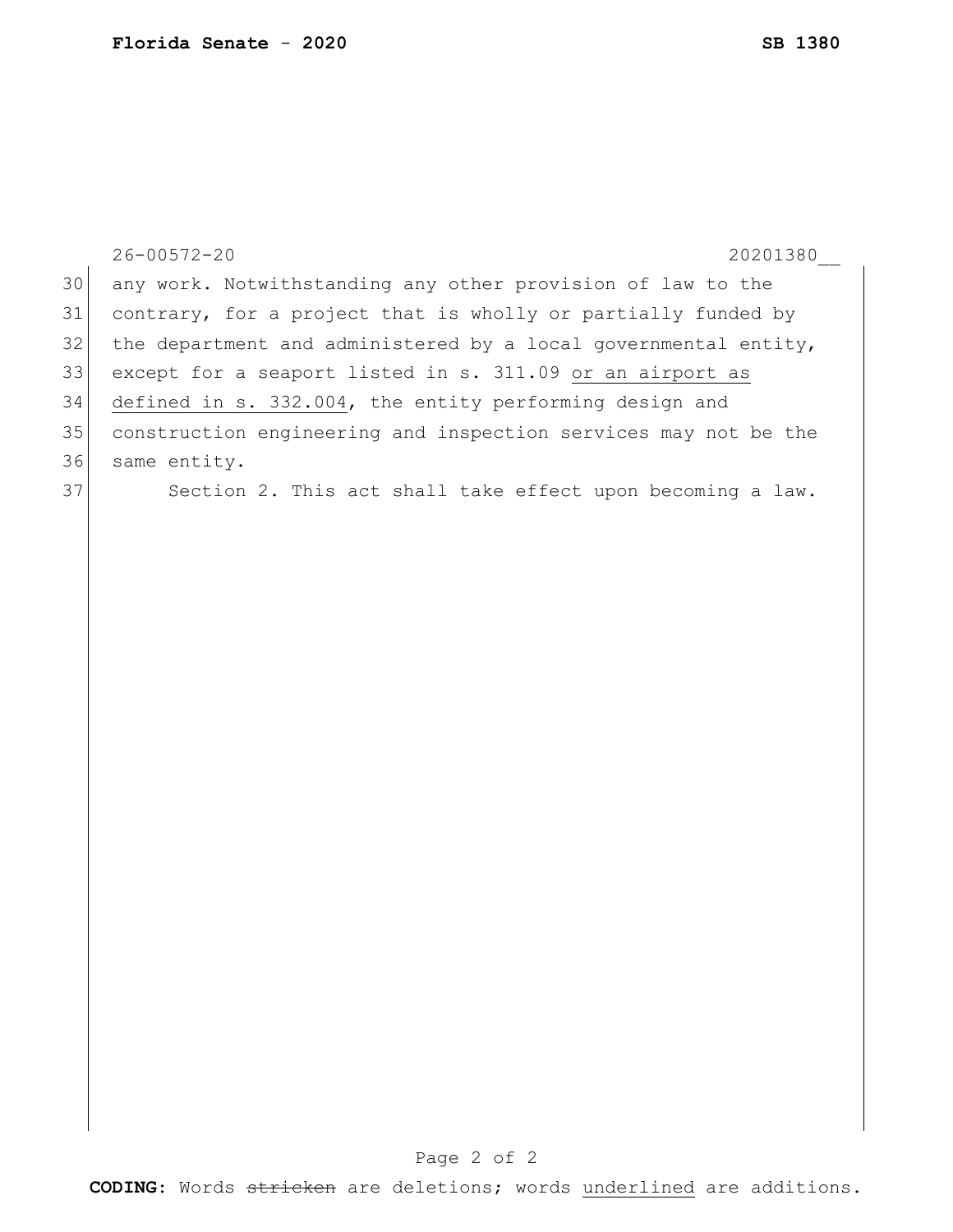26-00572-20 20201380__

30 any work. Notwithstanding any other provision of law to the
31 contrary, for a project that is wholly or partially funded by
32 the department and administered by a local governmental entity,
33 except for a seaport listed in s. 311.09 <u>or an airport as</u>
34 <u>defined in s. 332.004</u>, the entity performing design and
35 construction engineering and inspection services may not be the
36 same entity.
37 Section 2. This act shall take effect upon becoming a law.

**CODING:** Words ~~stricken~~ are deletions; words <u>underlined</u> are additions.